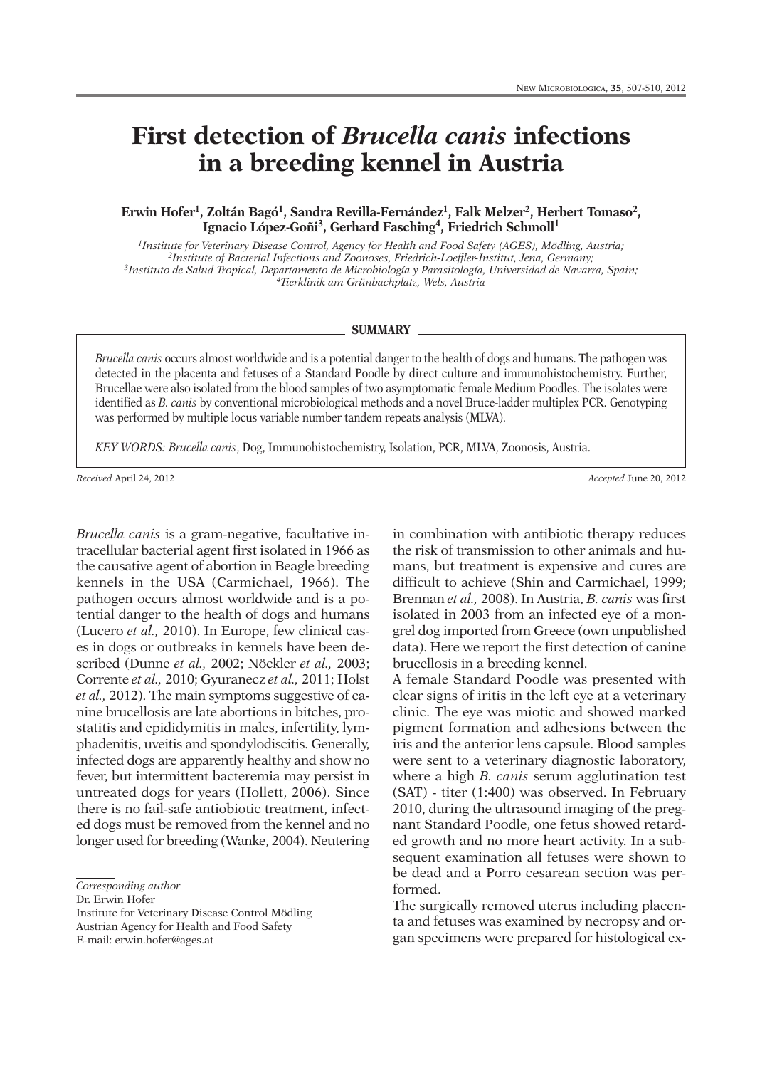# First detection of *Brucella canis* infections in a breeding kennel in Austria

**Erwin Hofer[1], Zoltán Bagó[1], Sandra Revilla-Fernández[1], Falk Melzer[2], Herbert Tomaso[2], Ignacio López-Goñi[3], Gerhard Fasching[4], Friedrich Schmoll[1]**

[1]*Institute for Veterinary Disease Control, Agency for Health and Food Safety (AGES), Mödling, Austria;*
[2]*Institute of Bacterial Infections and Zoonoses, Friedrich-Loeffler-Institut, Jena, Germany;*
[3]*Instituto de Salud Tropical, Departamento de Microbiología y Parasitología, Universidad de Navarra, Spain;*
[4]*Tierklinik am Grünbachplatz, Wels, Austria*

## SUMMARY

*Brucella canis* occurs almost worldwide and is a potential danger to the health of dogs and humans. The pathogen was detected in the placenta and fetuses of a Standard Poodle by direct culture and immunohistochemistry. Further, Brucellae were also isolated from the blood samples of two asymptomatic female Medium Poodles. The isolates were identified as *B. canis* by conventional microbiological methods and a novel Bruce-ladder multiplex PCR. Genotyping was performed by multiple locus variable number tandem repeats analysis (MLVA).

*KEY WORDS: Brucella canis*, Dog, Immunohistochemistry, Isolation, PCR, MLVA, Zoonosis, Austria.

*Received* April 24, 2012 *Accepted* June 20, 2012

*Brucella canis* is a gram-negative, facultative intracellular bacterial agent first isolated in 1966 as the causative agent of abortion in Beagle breeding kennels in the USA (Carmichael, 1966). The pathogen occurs almost worldwide and is a potential danger to the health of dogs and humans (Lucero *et al.,* 2010). In Europe, few clinical cases in dogs or outbreaks in kennels have been described (Dunne *et al.,* 2002; Nöckler *et al.,* 2003; Corrente *et al.,* 2010; Gyuranecz *et al.,* 2011; Holst *et al.,* 2012). The main symptoms suggestive of canine brucellosis are late abortions in bitches, prostatitis and epididymitis in males, infertility, lymphadenitis, uveitis and spondylodiscitis. Generally, infected dogs are apparently healthy and show no fever, but intermittent bacteremia may persist in untreated dogs for years (Hollett, 2006). Since there is no fail-safe antiobiotic treatment, infected dogs must be removed from the kennel and no longer used for breeding (Wanke, 2004). Neutering in combination with antibiotic therapy reduces the risk of transmission to other animals and humans, but treatment is expensive and cures are difficult to achieve (Shin and Carmichael, 1999; Brennan *et al.,* 2008). In Austria, *B. canis* was first isolated in 2003 from an infected eye of a mongrel dog imported from Greece (own unpublished data). Here we report the first detection of canine brucellosis in a breeding kennel.

A female Standard Poodle was presented with clear signs of iritis in the left eye at a veterinary clinic. The eye was miotic and showed marked pigment formation and adhesions between the iris and the anterior lens capsule. Blood samples were sent to a veterinary diagnostic laboratory, where a high *B. canis* serum agglutination test (SAT) - titer (1:400) was observed. In February 2010, during the ultrasound imaging of the pregnant Standard Poodle, one fetus showed retarded growth and no more heart activity. In a subsequent examination all fetuses were shown to be dead and a Porro cesarean section was performed.

The surgically removed uterus including placenta and fetuses was examined by necropsy and organ specimens were prepared for histological ex-

*Corresponding author*
Dr. Erwin Hofer
Institute for Veterinary Disease Control Mödling
Austrian Agency for Health and Food Safety
E-mail: erwin.hofer@ages.at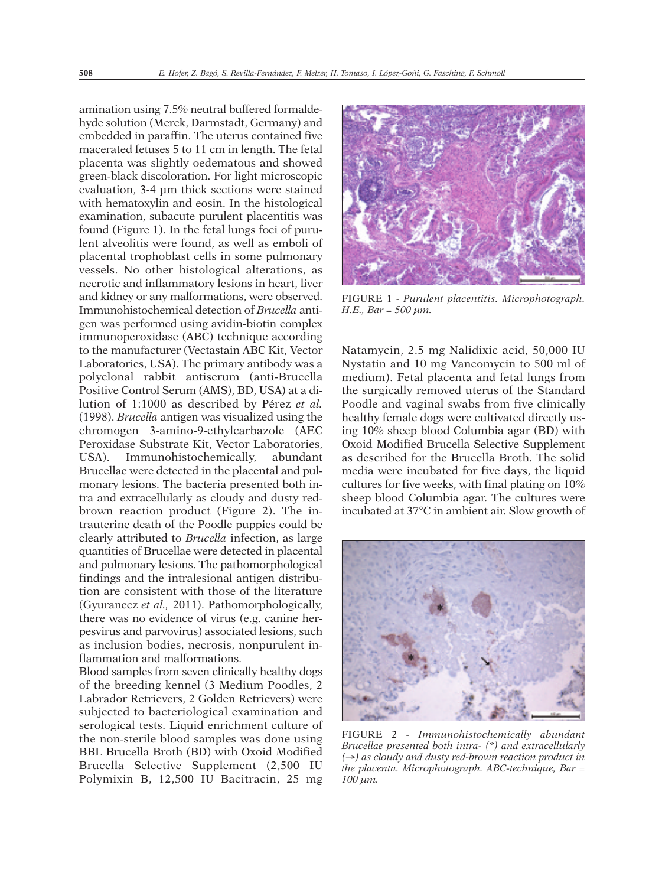amination using 7.5% neutral buffered formaldehyde solution (Merck, Darmstadt, Germany) and embedded in paraffin. The uterus contained five macerated fetuses 5 to 11 cm in length. The fetal placenta was slightly oedematous and showed green-black discoloration. For light microscopic evaluation, 3-4 µm thick sections were stained with hematoxylin and eosin. In the histological examination, subacute purulent placentitis was found (Figure 1). In the fetal lungs foci of purulent alveolitis were found, as well as emboli of placental trophoblast cells in some pulmonary vessels. No other histological alterations, as necrotic and inflammatory lesions in heart, liver and kidney or any malformations, were observed. Immunohistochemical detection of *Brucella* antigen was performed using avidin-biotin complex immunoperoxidase (ABC) technique according to the manufacturer (Vectastain ABC Kit, Vector Laboratories, USA). The primary antibody was a polyclonal rabbit antiserum (anti-Brucella Positive Control Serum (AMS), BD, USA) at a dilution of 1:1000 as described by Pérez *et al*. (1998). *Brucella* antigen was visualized using the chromogen 3-amino-9-ethylcarbazole (AEC Peroxidase Substrate Kit, Vector Laboratories, USA). Immunohistochemically, abundant Brucellae were detected in the placental and pulmonary lesions. The bacteria presented both intra and extracellularly as cloudy and dusty red-brown reaction product (Figure 2). The intrauterine death of the Poodle puppies could be clearly attributed to *Brucella* infection, as large quantities of Brucellae were detected in placental and pulmonary lesions. The pathomorphological findings and the intralesional antigen distribution are consistent with those of the literature (Gyuranecz *et al.,* 2011). Pathomorphologically, there was no evidence of virus (e.g. canine herpesvirus and parvovirus) associated lesions, such as inclusion bodies, necrosis, nonpurulent inflammation and malformations.

Blood samples from seven clinically healthy dogs of the breeding kennel (3 Medium Poodles, 2 Labrador Retrievers, 2 Golden Retrievers) were subjected to bacteriological examination and serological tests. Liquid enrichment culture of the non-sterile blood samples was done using BBL Brucella Broth (BD) with Oxoid Modified Brucella Selective Supplement (2,500 IU Polymixin B, 12,500 IU Bacitracin, 25 mg Natamycin, 2.5 mg Nalidixic acid, 50,000 IU Nystatin and 10 mg Vancomycin to 500 ml of medium). Fetal placenta and fetal lungs from the surgically removed uterus of the Standard Poodle and vaginal swabs from five clinically healthy female dogs were cultivated directly using 10% sheep blood Columbia agar (BD) with Oxoid Modified Brucella Selective Supplement as described for the Brucella Broth. The solid media were incubated for five days, the liquid cultures for five weeks, with final plating on 10% sheep blood Columbia agar. The cultures were incubated at 37°C in ambient air. Slow growth of

FIGURE 1 - *Purulent placentitis. Microphotograph. H.E., Bar = 500 µm.*

FIGURE 2 - *Immunohistochemically abundant Brucellae presented both intra- (*) and extracellularly (→) as cloudy and dusty red-brown reaction product in the placenta. Microphotograph. ABC-technique, Bar = 100 µm.*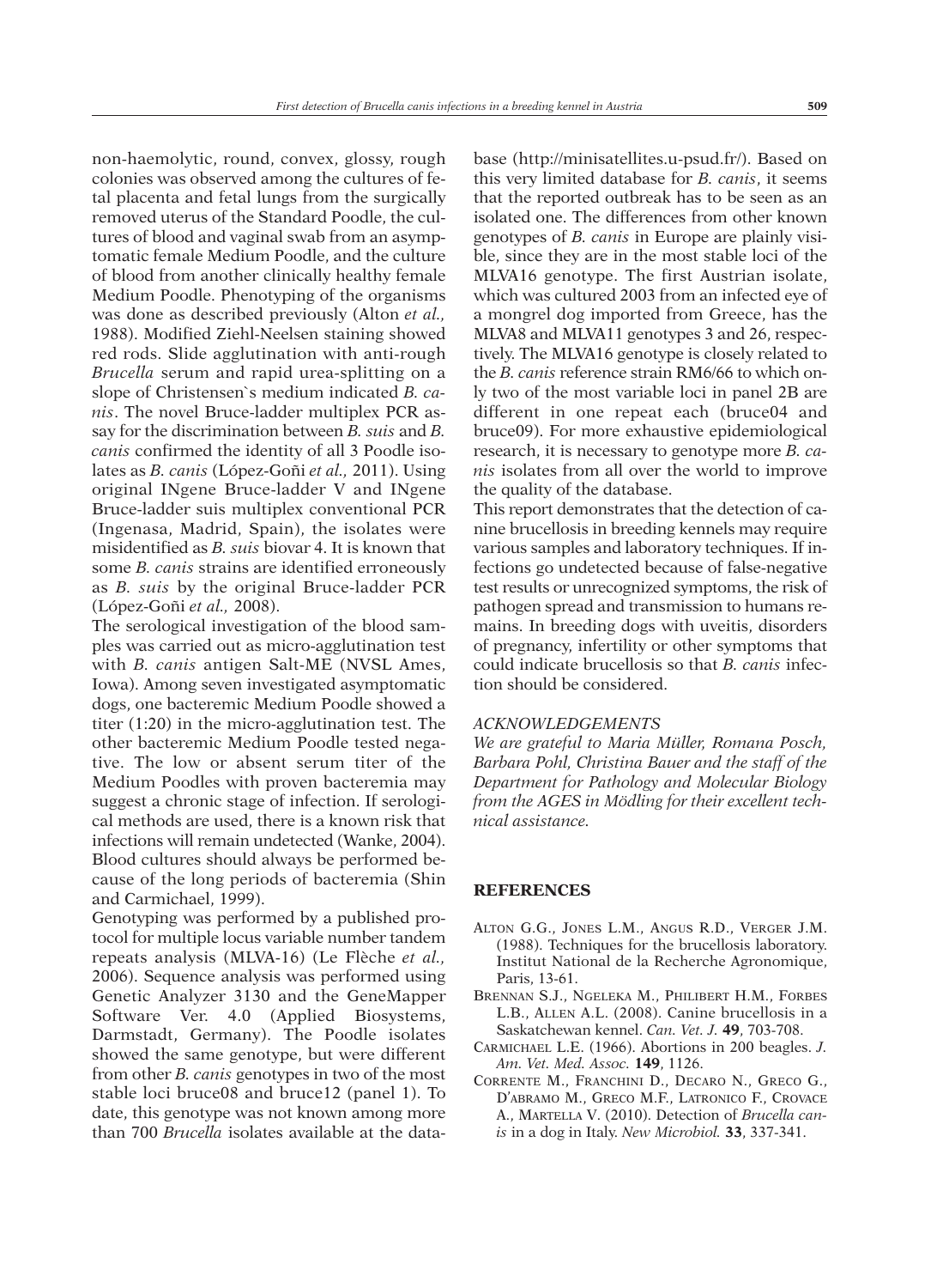non-haemolytic, round, convex, glossy, rough colonies was observed among the cultures of fetal placenta and fetal lungs from the surgically removed uterus of the Standard Poodle, the cultures of blood and vaginal swab from an asymptomatic female Medium Poodle, and the culture of blood from another clinically healthy female Medium Poodle. Phenotyping of the organisms was done as described previously (Alton *et al.,* 1988). Modified Ziehl-Neelsen staining showed red rods. Slide agglutination with anti-rough *Brucella* serum and rapid urea-splitting on a slope of Christensen`s medium indicated *B. canis*. The novel Bruce-ladder multiplex PCR assay for the discrimination between *B. suis* and *B. canis* confirmed the identity of all 3 Poodle isolates as *B. canis* (López-Goñi *et al.,* 2011). Using original INgene Bruce-ladder V and INgene Bruce-ladder suis multiplex conventional PCR (Ingenasa, Madrid, Spain), the isolates were misidentified as *B. suis* biovar 4. It is known that some *B. canis* strains are identified erroneously as *B. suis* by the original Bruce-ladder PCR (López-Goñi *et al.,* 2008).

The serological investigation of the blood samples was carried out as micro-agglutination test with *B. canis* antigen Salt-ME (NVSL Ames, Iowa). Among seven investigated asymptomatic dogs, one bacteremic Medium Poodle showed a titer (1:20) in the micro-agglutination test. The other bacteremic Medium Poodle tested negative. The low or absent serum titer of the Medium Poodles with proven bacteremia may suggest a chronic stage of infection. If serological methods are used, there is a known risk that infections will remain undetected (Wanke, 2004). Blood cultures should always be performed because of the long periods of bacteremia (Shin and Carmichael, 1999).

Genotyping was performed by a published protocol for multiple locus variable number tandem repeats analysis (MLVA-16) (Le Flèche *et al.,* 2006). Sequence analysis was performed using Genetic Analyzer 3130 and the GeneMapper Software Ver. 4.0 (Applied Biosystems, Darmstadt, Germany). The Poodle isolates showed the same genotype, but were different from other *B. canis* genotypes in two of the most stable loci bruce08 and bruce12 (panel 1). To date, this genotype was not known among more than 700 *Brucella* isolates available at the database (http://minisatellites.u-psud.fr/). Based on this very limited database for *B. canis*, it seems that the reported outbreak has to be seen as an isolated one. The differences from other known genotypes of *B. canis* in Europe are plainly visible, since they are in the most stable loci of the MLVA16 genotype. The first Austrian isolate, which was cultured 2003 from an infected eye of a mongrel dog imported from Greece, has the MLVA8 and MLVA11 genotypes 3 and 26, respectively. The MLVA16 genotype is closely related to the *B. canis* reference strain RM6/66 to which only two of the most variable loci in panel 2B are different in one repeat each (bruce04 and bruce09). For more exhaustive epidemiological research, it is necessary to genotype more *B. canis* isolates from all over the world to improve the quality of the database.

This report demonstrates that the detection of canine brucellosis in breeding kennels may require various samples and laboratory techniques. If infections go undetected because of false-negative test results or unrecognized symptoms, the risk of pathogen spread and transmission to humans remains. In breeding dogs with uveitis, disorders of pregnancy, infertility or other symptoms that could indicate brucellosis so that *B. canis* infection should be considered.

### *ACKNOWLEDGEMENTS*

*We are grateful to Maria Müller, Romana Posch, Barbara Pohl, Christina Bauer and the staff of the Department for Pathology and Molecular Biology from the AGES in Mödling for their excellent technical assistance.*

## REFERENCES

ALTON G.G., JONES L.M., ANGUS R.D., VERGER J.M. (1988). Techniques for the brucellosis laboratory. Institut National de la Recherche Agronomique, Paris, 13-61.

BRENNAN S.J., NGELEKA M., PHILIBERT H.M., FORBES L.B., ALLEN A.L. (2008). Canine brucellosis in a Saskatchewan kennel. *Can. Vet. J.* **49**, 703-708.

CARMICHAEL L.E. (1966). Abortions in 200 beagles. *J. Am. Vet. Med. Assoc.* **149**, 1126.

CORRENTE M., FRANCHINI D., DECARO N., GRECO G., D'ABRAMO M., GRECO M.F., LATRONICO F., CROVACE A., MARTELLA V. (2010). Detection of *Brucella canis* in a dog in Italy. *New Microbiol.* **33**, 337-341.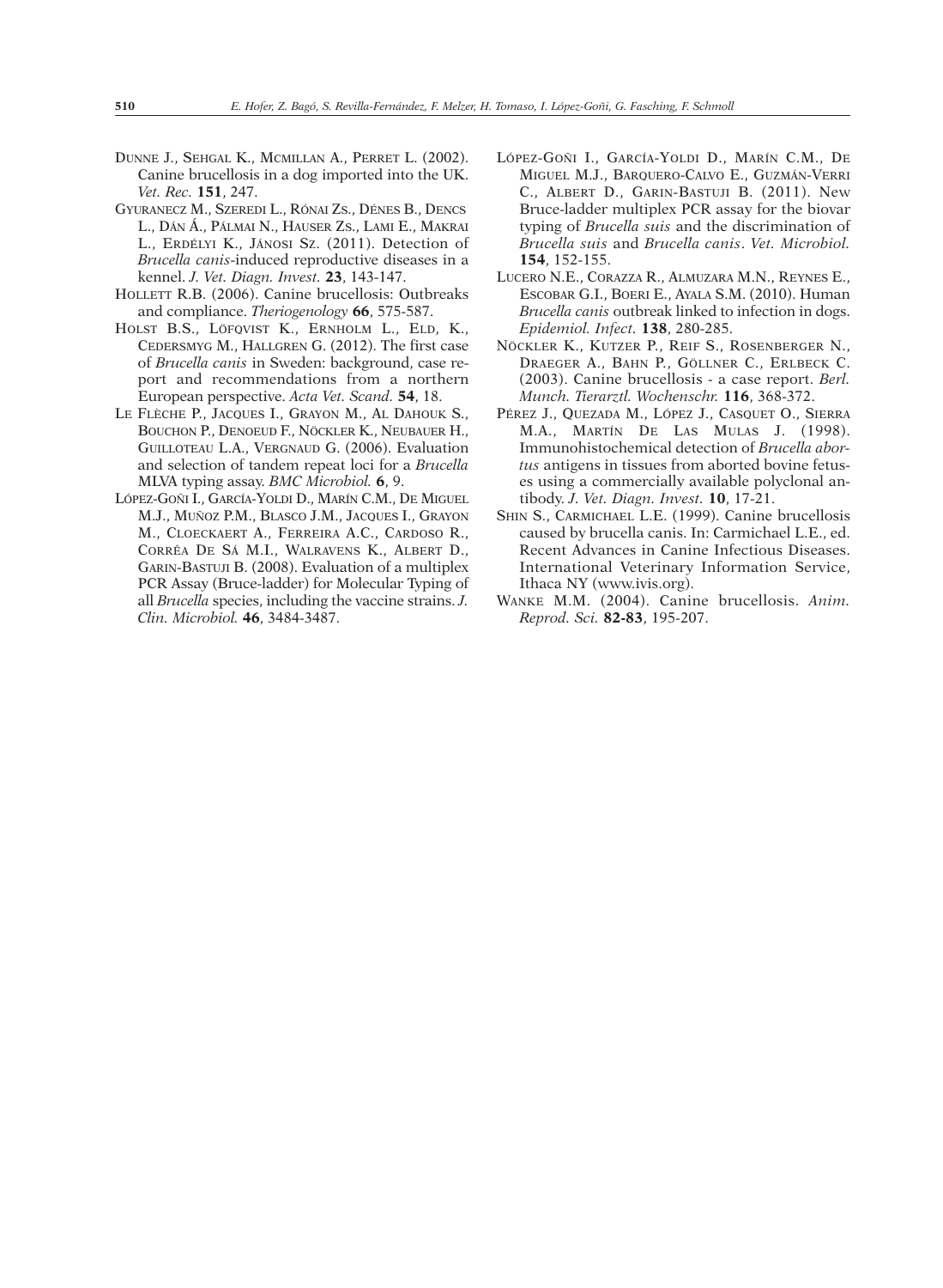DUNNE J., SEHGAL K., MCMILLAN A., PERRET L. (2002). Canine brucellosis in a dog imported into the UK. *Vet. Rec.* **151**, 247.

GYURANECZ M., SZEREDI L., RÓNAI ZS., DÉNES B., DENCS L., DÁN Á., PÁLMAI N., HAUSER ZS., LAMI E., MAKRAI L., ERDÉLYI K., JÁNOSI SZ. (2011). Detection of *Brucella canis*-induced reproductive diseases in a kennel. *J. Vet. Diagn. Invest.* **23**, 143-147.

HOLLETT R.B. (2006). Canine brucellosis: Outbreaks and compliance. *Theriogenology* **66**, 575-587.

HOLST B.S., LÖFQVIST K., ERNHOLM L., ELD, K., CEDERSMYG M., HALLGREN G. (2012). The first case of *Brucella canis* in Sweden: background, case report and recommendations from a northern European perspective. *Acta Vet. Scand.* **54**, 18.

LE FLÈCHE P., JACQUES I., GRAYON M., AL DAHOUK S., BOUCHON P., DENOEUD F., NÖCKLER K., NEUBAUER H., GUILLOTEAU L.A., VERGNAUD G. (2006). Evaluation and selection of tandem repeat loci for a *Brucella* MLVA typing assay. *BMC Microbiol.* **6**, 9.

LÓPEZ-GOÑI I., GARCÍA-YOLDI D., MARÍN C.M., DE MIGUEL M.J., MUÑOZ P.M., BLASCO J.M., JACQUES I., GRAYON M., CLOECKAERT A., FERREIRA A.C., CARDOSO R., CORRÊA DE SÁ M.I., WALRAVENS K., ALBERT D., GARIN-BASTUJI B. (2008). Evaluation of a multiplex PCR Assay (Bruce-ladder) for Molecular Typing of all *Brucella* species, including the vaccine strains. *J. Clin. Microbiol.* **46**, 3484-3487.

LÓPEZ-GOÑI I., GARCÍA-YOLDI D., MARÍN C.M., DE MIGUEL M.J., BARQUERO-CALVO E., GUZMÁN-VERRI C., ALBERT D., GARIN-BASTUJI B. (2011). New Bruce-ladder multiplex PCR assay for the biovar typing of *Brucella suis* and the discrimination of *Brucella suis* and *Brucella canis*. *Vet. Microbiol.* **154**, 152-155.

LUCERO N.E., CORAZZA R., ALMUZARA M.N., REYNES E., ESCOBAR G.I., BOERI E., AYALA S.M. (2010). Human *Brucella canis* outbreak linked to infection in dogs. *Epidemiol. Infect.* **138**, 280-285.

NÖCKLER K., KUTZER P., REIF S., ROSENBERGER N., DRAEGER A., BAHN P., GÖLLNER C., ERLBECK C. (2003). Canine brucellosis - a case report. *Berl. Munch. Tierarztl. Wochenschr.* **116**, 368-372.

PÉREZ J., QUEZADA M., LÓPEZ J., CASQUET O., SIERRA M.A., MARTÍN DE LAS MULAS J. (1998). Immunohistochemical detection of *Brucella abortus* antigens in tissues from aborted bovine fetuses using a commercially available polyclonal antibody. *J. Vet. Diagn. Invest.* **10**, 17-21.

SHIN S., CARMICHAEL L.E. (1999). Canine brucellosis caused by brucella canis. In: Carmichael L.E., ed. Recent Advances in Canine Infectious Diseases. International Veterinary Information Service, Ithaca NY (www.ivis.org).

WANKE M.M. (2004). Canine brucellosis. *Anim. Reprod. Sci.* **82-83**, 195-207.